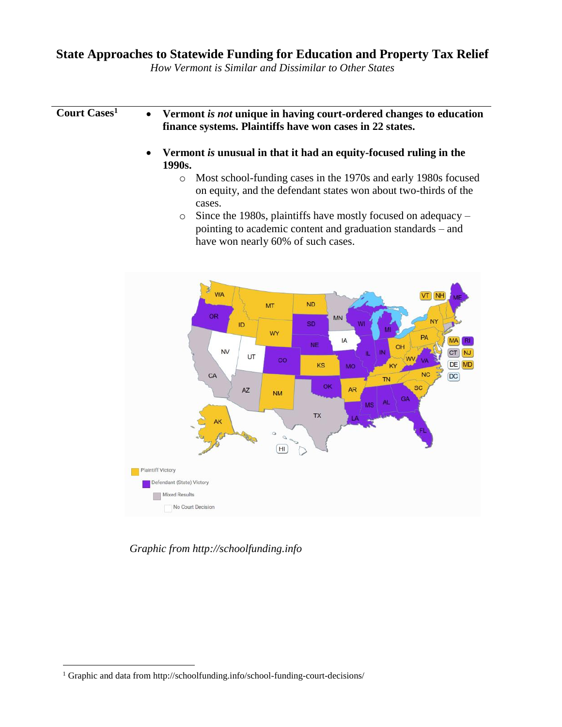# State Approaches to Statewide Funding for Education and Property Tax Relief

*How Vermont is Similar and Dissimilar to Other States*

---

**Court Cases**[1]

- **Vermont *is not* unique in having court-ordered changes to education finance systems. Plaintiffs have won cases in 22 states.**

- **Vermont *is* unusual in that it had an equity-focused ruling in the 1990s.**
  - Most school-funding cases in the 1970s and early 1980s focused on equity, and the defendant states won about two-thirds of the cases.
  - Since the 1980s, plaintiffs have mostly focused on adequacy – pointing to academic content and graduation standards – and have won nearly 60% of such cases.

*Graphic from http://schoolfunding.info*

[1] Graphic and data from http://schoolfunding.info/school-funding-court-decisions/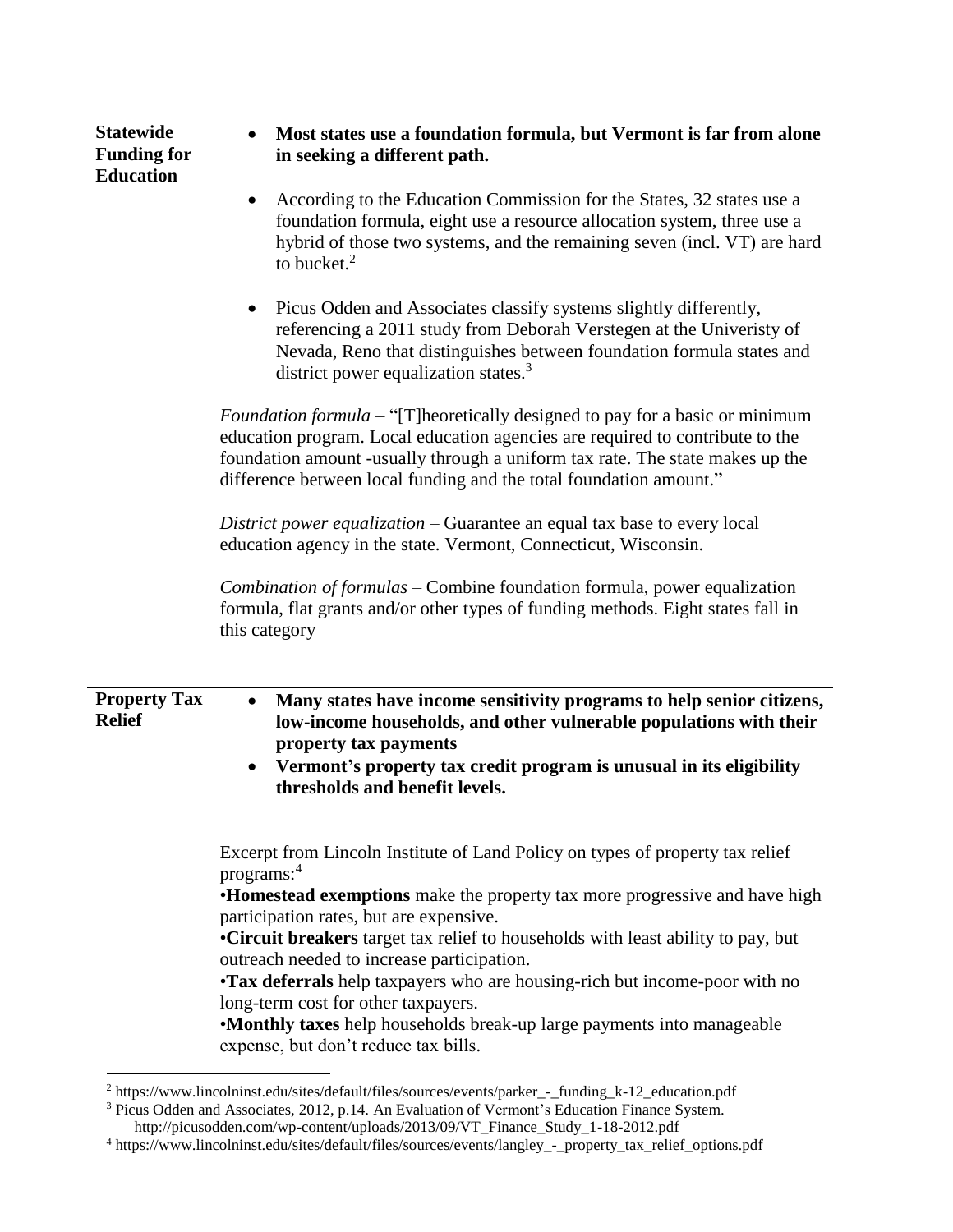**Statewide Funding for Education**

- **Most states use a foundation formula, but Vermont is far from alone in seeking a different path.**

- According to the Education Commission for the States, 32 states use a foundation formula, eight use a resource allocation system, three use a hybrid of those two systems, and the remaining seven (incl. VT) are hard to bucket.[2]

- Picus Odden and Associates classify systems slightly differently, referencing a 2011 study from Deborah Verstegen at the Univeristy of Nevada, Reno that distinguishes between foundation formula states and district power equalization states.[3]

*Foundation formula* – "[T]heoretically designed to pay for a basic or minimum education program. Local education agencies are required to contribute to the foundation amount -usually through a uniform tax rate. The state makes up the difference between local funding and the total foundation amount."

*District power equalization* – Guarantee an equal tax base to every local education agency in the state. Vermont, Connecticut, Wisconsin.

*Combination of formulas* – Combine foundation formula, power equalization formula, flat grants and/or other types of funding methods. Eight states fall in this category

---

**Property Tax Relief**

- **Many states have income sensitivity programs to help senior citizens, low-income households, and other vulnerable populations with their property tax payments**
- **Vermont's property tax credit program is unusual in its eligibility thresholds and benefit levels.**

Excerpt from Lincoln Institute of Land Policy on types of property tax relief programs:[4]

•**Homestead exemptions** make the property tax more progressive and have high participation rates, but are expensive.

•**Circuit breakers** target tax relief to households with least ability to pay, but outreach needed to increase participation.

•**Tax deferrals** help taxpayers who are housing-rich but income-poor with no long-term cost for other taxpayers.

•**Monthly taxes** help households break-up large payments into manageable expense, but don't reduce tax bills.

---

[2] https://www.lincolninst.edu/sites/default/files/sources/events/parker_-_funding_k-12_education.pdf

[3] Picus Odden and Associates, 2012, p.14. An Evaluation of Vermont's Education Finance System. http://picusodden.com/wp-content/uploads/2013/09/VT_Finance_Study_1-18-2012.pdf

[4] https://www.lincolninst.edu/sites/default/files/sources/events/langley_-_property_tax_relief_options.pdf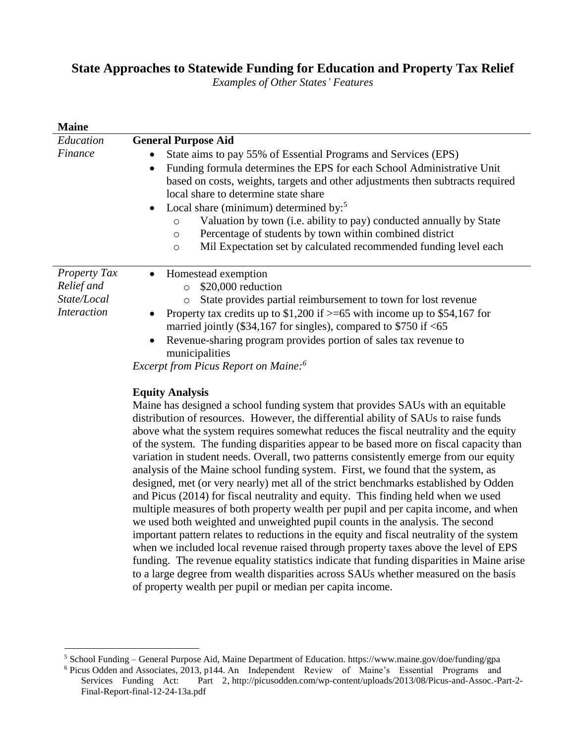# State Approaches to Statewide Funding for Education and Property Tax Relief

*Examples of Other States' Features*

## Maine

*Education Finance*

**General Purpose Aid**

- State aims to pay 55% of Essential Programs and Services (EPS)
- Funding formula determines the EPS for each School Administrative Unit based on costs, weights, targets and other adjustments then subtracts required local share to determine state share
- Local share (minimum) determined by:[5]
  - Valuation by town (i.e. ability to pay) conducted annually by State
  - Percentage of students by town within combined district
  - Mil Expectation set by calculated recommended funding level each

*Property Tax Relief and State/Local Interaction*

- Homestead exemption
  - $20,000 reduction
  - State provides partial reimbursement to town for lost revenue
- Property tax credits up to $1,200 if >=65 with income up to $54,167 for married jointly ($34,167 for singles), compared to $750 if <65
- Revenue-sharing program provides portion of sales tax revenue to municipalities

*Excerpt from Picus Report on Maine:[6]*

**Equity Analysis**

Maine has designed a school funding system that provides SAUs with an equitable distribution of resources. However, the differential ability of SAUs to raise funds above what the system requires somewhat reduces the fiscal neutrality and the equity of the system. The funding disparities appear to be based more on fiscal capacity than variation in student needs. Overall, two patterns consistently emerge from our equity analysis of the Maine school funding system. First, we found that the system, as designed, met (or very nearly) met all of the strict benchmarks established by Odden and Picus (2014) for fiscal neutrality and equity. This finding held when we used multiple measures of both property wealth per pupil and per capita income, and when we used both weighted and unweighted pupil counts in the analysis. The second important pattern relates to reductions in the equity and fiscal neutrality of the system when we included local revenue raised through property taxes above the level of EPS funding. The revenue equality statistics indicate that funding disparities in Maine arise to a large degree from wealth disparities across SAUs whether measured on the basis of property wealth per pupil or median per capita income.

---

[5] School Funding – General Purpose Aid, Maine Department of Education. https://www.maine.gov/doe/funding/gpa

[6] Picus Odden and Associates, 2013, p144. An Independent Review of Maine's Essential Programs and Services Funding Act: Part 2, http://picusodden.com/wp-content/uploads/2013/08/Picus-and-Assoc.-Part-2-Final-Report-final-12-24-13a.pdf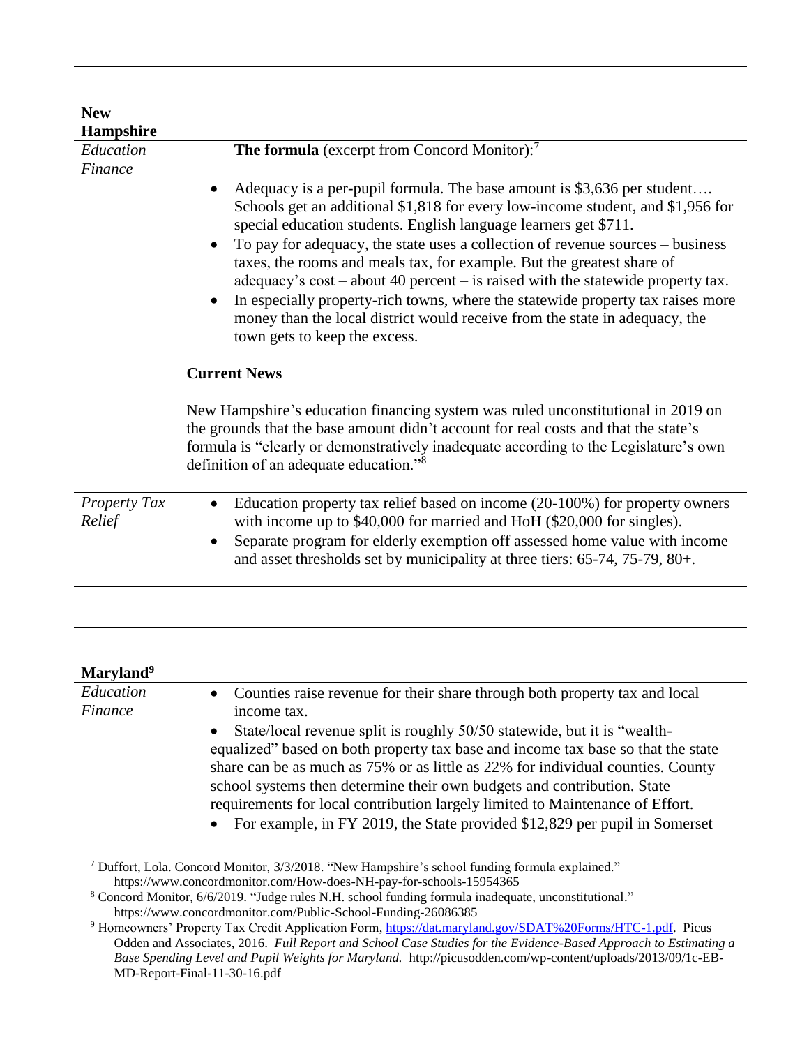**New Hampshire**

*Education Finance*

**The formula** (excerpt from Concord Monitor):[7]

- Adequacy is a per-pupil formula. The base amount is $3,636 per student…. Schools get an additional $1,818 for every low-income student, and $1,956 for special education students. English language learners get $711.
- To pay for adequacy, the state uses a collection of revenue sources – business taxes, the rooms and meals tax, for example. But the greatest share of adequacy's cost – about 40 percent – is raised with the statewide property tax.
- In especially property-rich towns, where the statewide property tax raises more money than the local district would receive from the state in adequacy, the town gets to keep the excess.

**Current News**

New Hampshire's education financing system was ruled unconstitutional in 2019 on the grounds that the base amount didn't account for real costs and that the state's formula is "clearly or demonstratively inadequate according to the Legislature's own definition of an adequate education."[8]

*Property Tax Relief*

- Education property tax relief based on income (20-100%) for property owners with income up to $40,000 for married and HoH ($20,000 for singles).
- Separate program for elderly exemption off assessed home value with income and asset thresholds set by municipality at three tiers: 65-74, 75-79, 80+.

---

**Maryland**[9]

*Education Finance*

- Counties raise revenue for their share through both property tax and local income tax.
- State/local revenue split is roughly 50/50 statewide, but it is "wealth-equalized" based on both property tax base and income tax base so that the state share can be as much as 75% or as little as 22% for individual counties. County school systems then determine their own budgets and contribution. State requirements for local contribution largely limited to Maintenance of Effort.
- For example, in FY 2019, the State provided $12,829 per pupil in Somerset

---

[7] Duffort, Lola. Concord Monitor, 3/3/2018. "New Hampshire's school funding formula explained." https://www.concordmonitor.com/How-does-NH-pay-for-schools-15954365

[8] Concord Monitor, 6/6/2019. "Judge rules N.H. school funding formula inadequate, unconstitutional." https://www.concordmonitor.com/Public-School-Funding-26086385

[9] Homeowners' Property Tax Credit Application Form, https://dat.maryland.gov/SDAT%20Forms/HTC-1.pdf. Picus Odden and Associates, 2016. *Full Report and School Case Studies for the Evidence-Based Approach to Estimating a Base Spending Level and Pupil Weights for Maryland.* http://picusodden.com/wp-content/uploads/2013/09/1c-EB-MD-Report-Final-11-30-16.pdf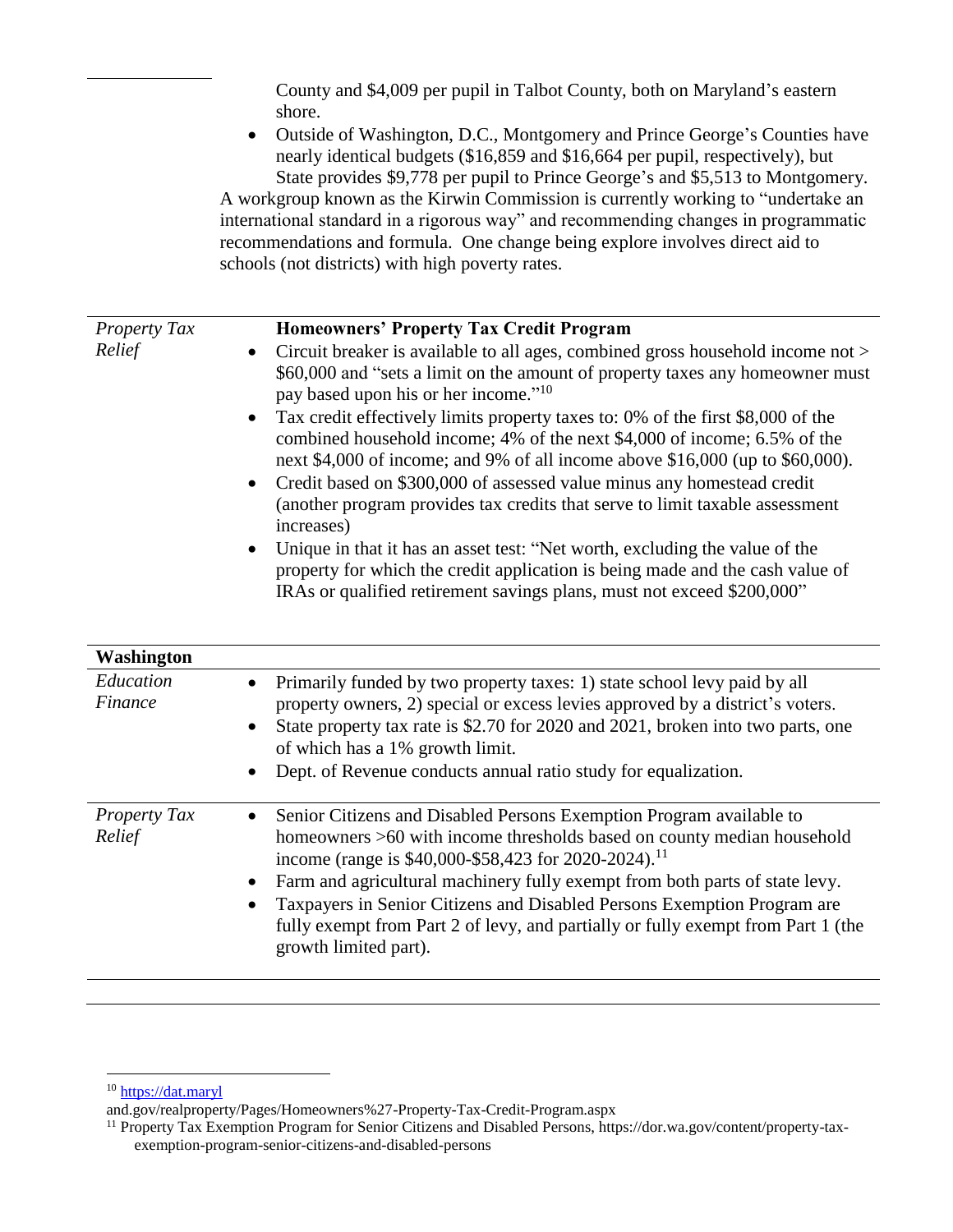| | |
|---|---|
| | County and $4,009 per pupil in Talbot County, both on Maryland's eastern shore.<br>• Outside of Washington, D.C., Montgomery and Prince George's Counties have nearly identical budgets ($16,859 and $16,664 per pupil, respectively), but State provides $9,778 per pupil to Prince George's and $5,513 to Montgomery.<br>A workgroup known as the Kirwin Commission is currently working to "undertake an international standard in a rigorous way" and recommending changes in programmatic recommendations and formula. One change being explore involves direct aid to schools (not districts) with high poverty rates. |
| *Property Tax Relief* | **Homeowners' Property Tax Credit Program**<br>• Circuit breaker is available to all ages, combined gross household income not > $60,000 and "sets a limit on the amount of property taxes any homeowner must pay based upon his or her income."[10]<br>• Tax credit effectively limits property taxes to: 0% of the first $8,000 of the combined household income; 4% of the next $4,000 of income; 6.5% of the next $4,000 of income; and 9% of all income above $16,000 (up to $60,000).<br>• Credit based on $300,000 of assessed value minus any homestead credit (another program provides tax credits that serve to limit taxable assessment increases)<br>• Unique in that it has an asset test: "Net worth, excluding the value of the property for which the credit application is being made and the cash value of IRAs or qualified retirement savings plans, must not exceed $200,000" |
| **Washington** | |
| *Education Finance* | • Primarily funded by two property taxes: 1) state school levy paid by all property owners, 2) special or excess levies approved by a district's voters.<br>• State property tax rate is $2.70 for 2020 and 2021, broken into two parts, one of which has a 1% growth limit.<br>• Dept. of Revenue conducts annual ratio study for equalization. |
| *Property Tax Relief* | • Senior Citizens and Disabled Persons Exemption Program available to homeowners >60 with income thresholds based on county median household income (range is $40,000-$58,423 for 2020-2024).[11]<br>• Farm and agricultural machinery fully exempt from both parts of state levy.<br>• Taxpayers in Senior Citizens and Disabled Persons Exemption Program are fully exempt from Part 2 of levy, and partially or fully exempt from Part 1 (the growth limited part). |

[10] https://dat.maryland.gov/realproperty/Pages/Homeowners%27-Property-Tax-Credit-Program.aspx

[11] Property Tax Exemption Program for Senior Citizens and Disabled Persons, https://dor.wa.gov/content/property-tax-exemption-program-senior-citizens-and-disabled-persons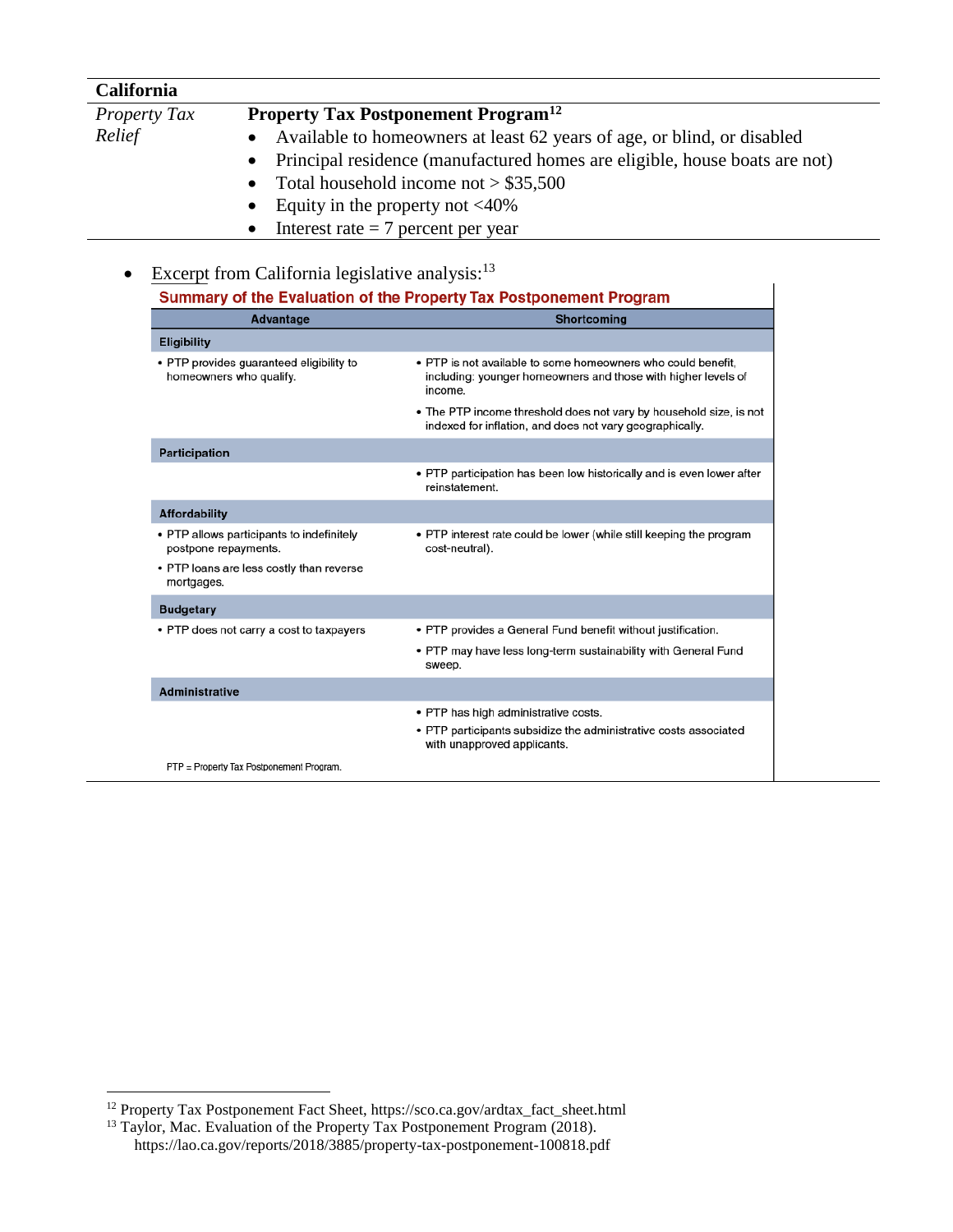| **California** | |
|---|---|
| *Property Tax Relief* | **Property Tax Postponement Program**[12]<br>• Available to homeowners at least 62 years of age, or blind, or disabled<br>• Principal residence (manufactured homes are eligible, house boats are not)<br>• Total household income not > $35,500<br>• Equity in the property not <40%<br>• Interest rate = 7 percent per year |

- Excerpt from California legislative analysis:[13]

**Summary of the Evaluation of the Property Tax Postponement Program**

| Advantage | Shortcoming |
|---|---|
| **Eligibility** | |
| • PTP provides guaranteed eligibility to homeowners who qualify. | • PTP is not available to some homeowners who could benefit, including: younger homeowners and those with higher levels of income.<br>• The PTP income threshold does not vary by household size, is not indexed for inflation, and does not vary geographically. |
| **Participation** | |
| | • PTP participation has been low historically and is even lower after reinstatement. |
| **Affordability** | |
| • PTP allows participants to indefinitely postpone repayments.<br>• PTP loans are less costly than reverse mortgages. | • PTP interest rate could be lower (while still keeping the program cost-neutral). |
| **Budgetary** | |
| • PTP does not carry a cost to taxpayers | • PTP provides a General Fund benefit without justification.<br>• PTP may have less long-term sustainability with General Fund sweep. |
| **Administrative** | |
| | • PTP has high administrative costs.<br>• PTP participants subsidize the administrative costs associated with unapproved applicants. |

PTP = Property Tax Postponement Program.

[12] Property Tax Postponement Fact Sheet, https://sco.ca.gov/ardtax_fact_sheet.html

[13] Taylor, Mac. Evaluation of the Property Tax Postponement Program (2018). https://lao.ca.gov/reports/2018/3885/property-tax-postponement-100818.pdf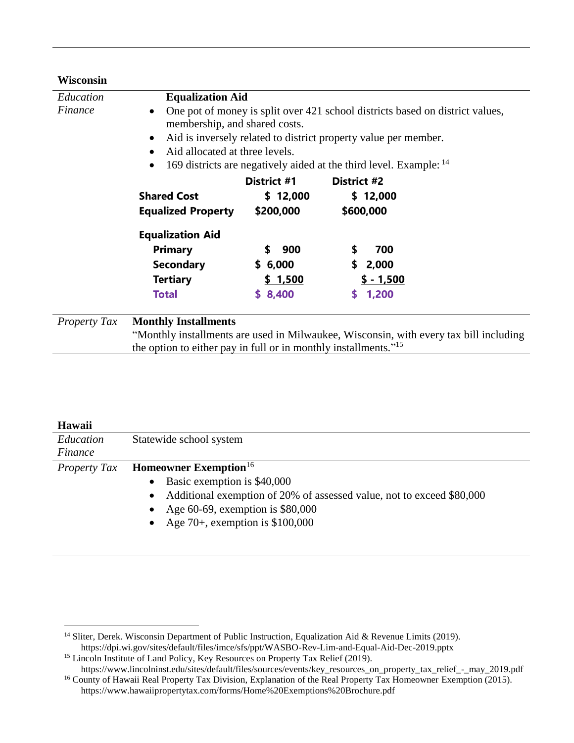**Wisconsin**

| | |
|---|---|
| *Education Finance* | **Equalization Aid** |

- One pot of money is split over 421 school districts based on district values, membership, and shared costs.
- Aid is inversely related to district property value per member.
- Aid allocated at three levels.
- 169 districts are negatively aided at the third level. Example: [14]

| | District #1 | District #2 |
|---|---|---|
| **Shared Cost** | $ 12,000 | $ 12,000 |
| **Equalized Property** | $200,000 | $600,000 |
| **Equalization Aid** | | |
| **Primary** | $ 900 | $ 700 |
| **Secondary** | $ 6,000 | $ 2,000 |
| **Tertiary** | $ 1,500 | $ - 1,500 |
| **Total** | $ 8,400 | $ 1,200 |

*Property Tax*

**Monthly Installments**

"Monthly installments are used in Milwaukee, Wisconsin, with every tax bill including the option to either pay in full or in monthly installments."[15]

**Hawaii**

| | |
|---|---|
| *Education Finance* | Statewide school system |

*Property Tax*

**Homeowner Exemption**[16]

- Basic exemption is $40,000
- Additional exemption of 20% of assessed value, not to exceed $80,000
- Age 60-69, exemption is $80,000
- Age 70+, exemption is $100,000

---

[14] Sliter, Derek. Wisconsin Department of Public Instruction, Equalization Aid & Revenue Limits (2019). https://dpi.wi.gov/sites/default/files/imce/sfs/ppt/WASBO-Rev-Lim-and-Equal-Aid-Dec-2019.pptx

[15] Lincoln Institute of Land Policy, Key Resources on Property Tax Relief (2019). https://www.lincolninst.edu/sites/default/files/sources/events/key_resources_on_property_tax_relief_-_may_2019.pdf

[16] County of Hawaii Real Property Tax Division, Explanation of the Real Property Tax Homeowner Exemption (2015). https://www.hawaiipropertytax.com/forms/Home%20Exemptions%20Brochure.pdf